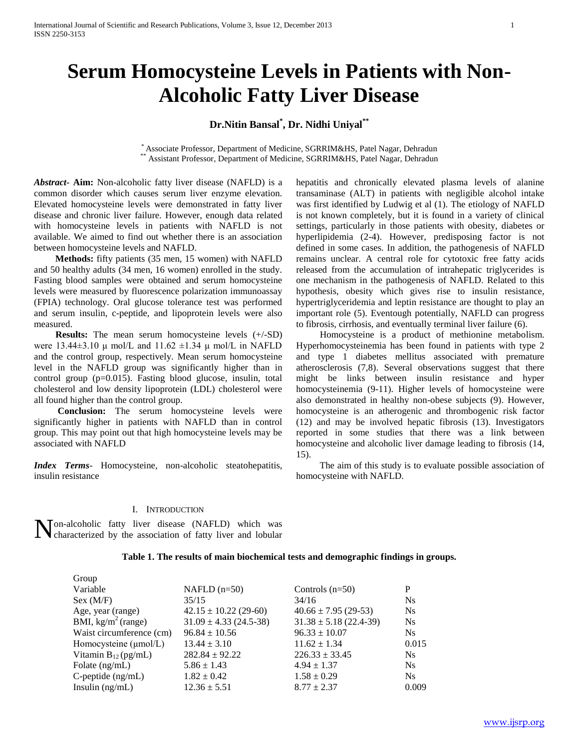# Serum Homocysteine Levels in Patients with Non-Alcoholic Fatty Liver Disease

**Dr.Nitin Bansal[*], Dr. Nidhi Uniyal[**]**

[*] Associate Professor, Department of Medicine, SGRRIM&HS, Patel Nagar, Dehradun
[**] Assistant Professor, Department of Medicine, SGRRIM&HS, Patel Nagar, Dehradun

***Abstract*- Aim:** Non-alcoholic fatty liver disease (NAFLD) is a common disorder which causes serum liver enzyme elevation. Elevated homocysteine levels were demonstrated in fatty liver disease and chronic liver failure. However, enough data related with homocysteine levels in patients with NAFLD is not available. We aimed to find out whether there is an association between homocysteine levels and NAFLD.

**Methods:** fifty patients (35 men, 15 women) with NAFLD and 50 healthy adults (34 men, 16 women) enrolled in the study. Fasting blood samples were obtained and serum homocysteine levels were measured by fluorescence polarization immunoassay (FPIA) technology. Oral glucose tolerance test was performed and serum insulin, c-peptide, and lipoprotein levels were also measured.

**Results:** The mean serum homocysteine levels (+/-SD) were 13.44±3.10 μ mol/L and 11.62 ±1.34 μ mol/L in NAFLD and the control group, respectively. Mean serum homocysteine level in the NAFLD group was significantly higher than in control group (p=0.015). Fasting blood glucose, insulin, total cholesterol and low density lipoprotein (LDL) cholesterol were all found higher than the control group.

**Conclusion:** The serum homocysteine levels were significantly higher in patients with NAFLD than in control group. This may point out that high homocysteine levels may be associated with NAFLD

***Index Terms*-** Homocysteine, non-alcoholic steatohepatitis, insulin resistance

## I. Introduction

Non-alcoholic fatty liver disease (NAFLD) which was characterized by the association of fatty liver and lobular hepatitis and chronically elevated plasma levels of alanine transaminase (ALT) in patients with negligible alcohol intake was first identified by Ludwig et al (1). The etiology of NAFLD is not known completely, but it is found in a variety of clinical settings, particularly in those patients with obesity, diabetes or hyperlipidemia (2-4). However, predisposing factor is not defined in some cases. In addition, the pathogenesis of NAFLD remains unclear. A central role for cytotoxic free fatty acids released from the accumulation of intrahepatic triglycerides is one mechanism in the pathogenesis of NAFLD. Related to this hypothesis, obesity which gives rise to insulin resistance, hypertriglyceridemia and leptin resistance are thought to play an important role (5). Eventough potentially, NAFLD can progress to fibrosis, cirrhosis, and eventually terminal liver failure (6).

Homocysteine is a product of methionine metabolism. Hyperhomocysteinemia has been found in patients with type 2 and type 1 diabetes mellitus associated with premature atherosclerosis (7,8). Several observations suggest that there might be links between insulin resistance and hyper homocysteinemia (9-11). Higher levels of homocysteine were also demonstrated in healthy non-obese subjects (9). However, homocysteine is an atherogenic and thrombogenic risk factor (12) and may be involved hepatic fibrosis (13). Investigators reported in some studies that there was a link between homocysteine and alcoholic liver damage leading to fibrosis (14, 15).

The aim of this study is to evaluate possible association of homocysteine with NAFLD.

**Table 1. The results of main biochemical tests and demographic findings in groups.**

| Group<br>Variable | NAFLD (n=50) | Controls (n=50) | P |
|---|---|---|---|
| Sex (M/F) | 35/15 | 34/16 | Ns |
| Age, year (range) | 42.15 ± 10.22 (29-60) | 40.66 ± 7.95 (29-53) | Ns |
| BMI, $kg/m^2$ (range) | 31.09 ± 4.33 (24.5-38) | 31.38 ± 5.18 (22.4-39) | Ns |
| Waist circumference (cm) | 96.84 ± 10.56 | 96.33 ± 10.07 | Ns |
| Homocysteine (μmol/L) | 13.44 ± 3.10 | 11.62 ± 1.34 | 0.015 |
| Vitamin $B_{12}$ (pg/mL) | 282.84 ± 92.22 | 226.33 ± 33.45 | Ns |
| Folate (ng/mL) | 5.86 ± 1.43 | 4.94 ± 1.37 | Ns |
| C-peptide (ng/mL) | 1.82 ± 0.42 | 1.58 ± 0.29 | Ns |
| Insulin (ng/mL) | 12.36 ± 5.51 | 8.77 ± 2.37 | 0.009 |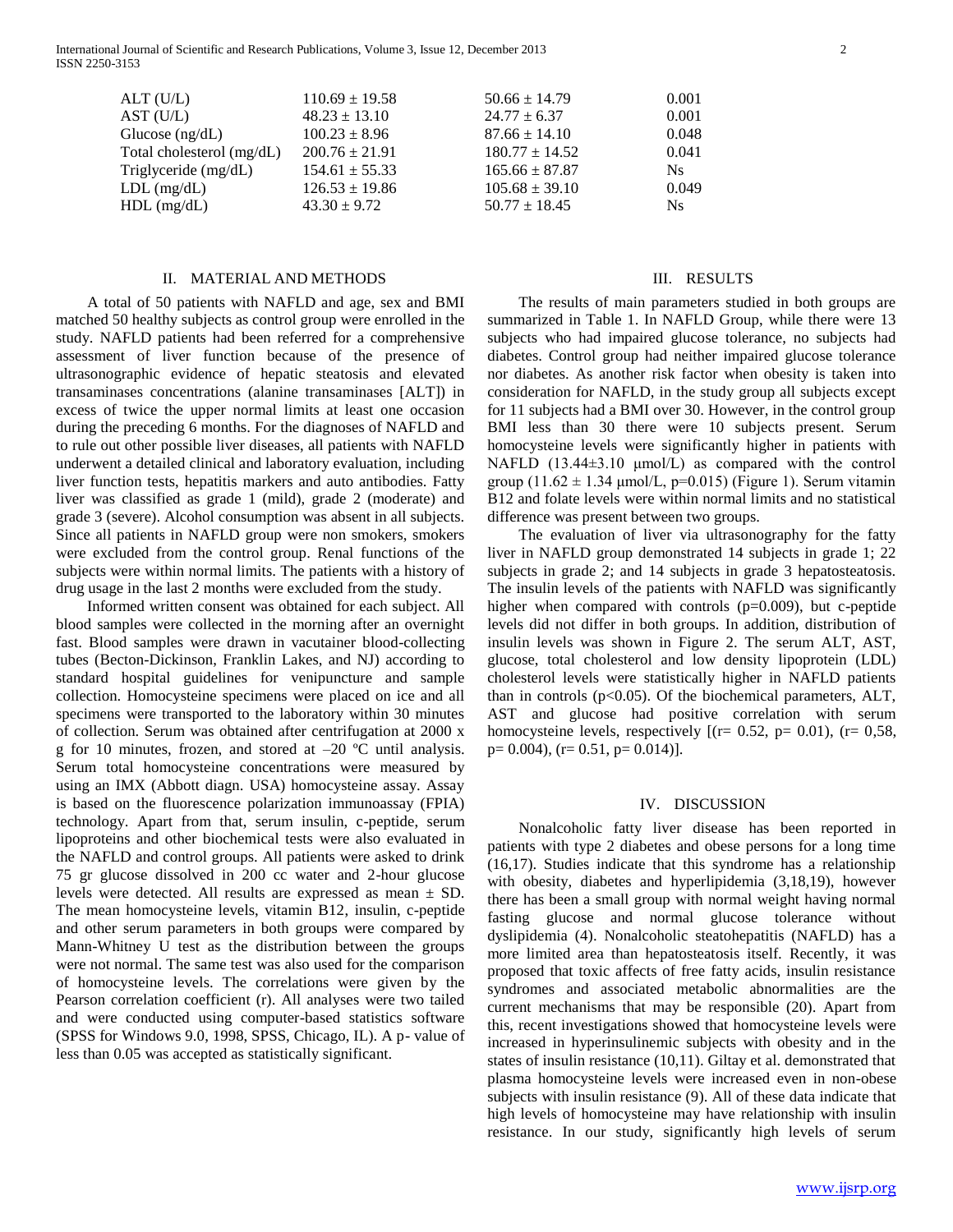| | | | |
|---|---|---|---|
| ALT (U/L) | 110.69 ± 19.58 | 50.66 ± 14.79 | 0.001 |
| AST (U/L) | 48.23 ± 13.10 | 24.77 ± 6.37 | 0.001 |
| Glucose (ng/dL) | 100.23 ± 8.96 | 87.66 ± 14.10 | 0.048 |
| Total cholesterol (mg/dL) | 200.76 ± 21.91 | 180.77 ± 14.52 | 0.041 |
| Triglyceride (mg/dL) | 154.61 ± 55.33 | 165.66 ± 87.87 | Ns |
| LDL (mg/dL) | 126.53 ± 19.86 | 105.68 ± 39.10 | 0.049 |
| HDL (mg/dL) | 43.30 ± 9.72 | 50.77 ± 18.45 | Ns |

## II. MATERIAL AND METHODS

A total of 50 patients with NAFLD and age, sex and BMI matched 50 healthy subjects as control group were enrolled in the study. NAFLD patients had been referred for a comprehensive assessment of liver function because of the presence of ultrasonographic evidence of hepatic steatosis and elevated transaminases concentrations (alanine transaminases [ALT]) in excess of twice the upper normal limits at least one occasion during the preceding 6 months. For the diagnoses of NAFLD and to rule out other possible liver diseases, all patients with NAFLD underwent a detailed clinical and laboratory evaluation, including liver function tests, hepatitis markers and auto antibodies. Fatty liver was classified as grade 1 (mild), grade 2 (moderate) and grade 3 (severe). Alcohol consumption was absent in all subjects. Since all patients in NAFLD group were non smokers, smokers were excluded from the control group. Renal functions of the subjects were within normal limits. The patients with a history of drug usage in the last 2 months were excluded from the study.

Informed written consent was obtained for each subject. All blood samples were collected in the morning after an overnight fast. Blood samples were drawn in vacutainer blood-collecting tubes (Becton-Dickinson, Franklin Lakes, and NJ) according to standard hospital guidelines for venipuncture and sample collection. Homocysteine specimens were placed on ice and all specimens were transported to the laboratory within 30 minutes of collection. Serum was obtained after centrifugation at 2000 x g for 10 minutes, frozen, and stored at –20 ºC until analysis. Serum total homocysteine concentrations were measured by using an IMX (Abbott diagn. USA) homocysteine assay. Assay is based on the fluorescence polarization immunoassay (FPIA) technology. Apart from that, serum insulin, c-peptide, serum lipoproteins and other biochemical tests were also evaluated in the NAFLD and control groups. All patients were asked to drink 75 gr glucose dissolved in 200 cc water and 2-hour glucose levels were detected. All results are expressed as mean ± SD. The mean homocysteine levels, vitamin B12, insulin, c-peptide and other serum parameters in both groups were compared by Mann-Whitney U test as the distribution between the groups were not normal. The same test was also used for the comparison of homocysteine levels. The correlations were given by the Pearson correlation coefficient (r). All analyses were two tailed and were conducted using computer-based statistics software (SPSS for Windows 9.0, 1998, SPSS, Chicago, IL). A p- value of less than 0.05 was accepted as statistically significant.

## III. RESULTS

The results of main parameters studied in both groups are summarized in Table 1. In NAFLD Group, while there were 13 subjects who had impaired glucose tolerance, no subjects had diabetes. Control group had neither impaired glucose tolerance nor diabetes. As another risk factor when obesity is taken into consideration for NAFLD, in the study group all subjects except for 11 subjects had a BMI over 30. However, in the control group BMI less than 30 there were 10 subjects present. Serum homocysteine levels were significantly higher in patients with NAFLD (13.44±3.10 μmol/L) as compared with the control group (11.62 ± 1.34 μmol/L, p=0.015) (Figure 1). Serum vitamin B12 and folate levels were within normal limits and no statistical difference was present between two groups.

The evaluation of liver via ultrasonography for the fatty liver in NAFLD group demonstrated 14 subjects in grade 1; 22 subjects in grade 2; and 14 subjects in grade 3 hepatosteatosis. The insulin levels of the patients with NAFLD was significantly higher when compared with controls (p=0.009), but c-peptide levels did not differ in both groups. In addition, distribution of insulin levels was shown in Figure 2. The serum ALT, AST, glucose, total cholesterol and low density lipoprotein (LDL) cholesterol levels were statistically higher in NAFLD patients than in controls ($p<0.05$). Of the biochemical parameters, ALT, AST and glucose had positive correlation with serum homocysteine levels, respectively [(r= 0.52, p= 0.01), (r= 0,58, p= 0.004), (r= 0.51, p= 0.014)].

## IV. DISCUSSION

Nonalcoholic fatty liver disease has been reported in patients with type 2 diabetes and obese persons for a long time (16,17). Studies indicate that this syndrome has a relationship with obesity, diabetes and hyperlipidemia (3,18,19), however there has been a small group with normal weight having normal fasting glucose and normal glucose tolerance without dyslipidemia (4). Nonalcoholic steatohepatitis (NAFLD) has a more limited area than hepatosteatosis itself. Recently, it was proposed that toxic affects of free fatty acids, insulin resistance syndromes and associated metabolic abnormalities are the current mechanisms that may be responsible (20). Apart from this, recent investigations showed that homocysteine levels were increased in hyperinsulinemic subjects with obesity and in the states of insulin resistance (10,11). Giltay et al. demonstrated that plasma homocysteine levels were increased even in non-obese subjects with insulin resistance (9). All of these data indicate that high levels of homocysteine may have relationship with insulin resistance. In our study, significantly high levels of serum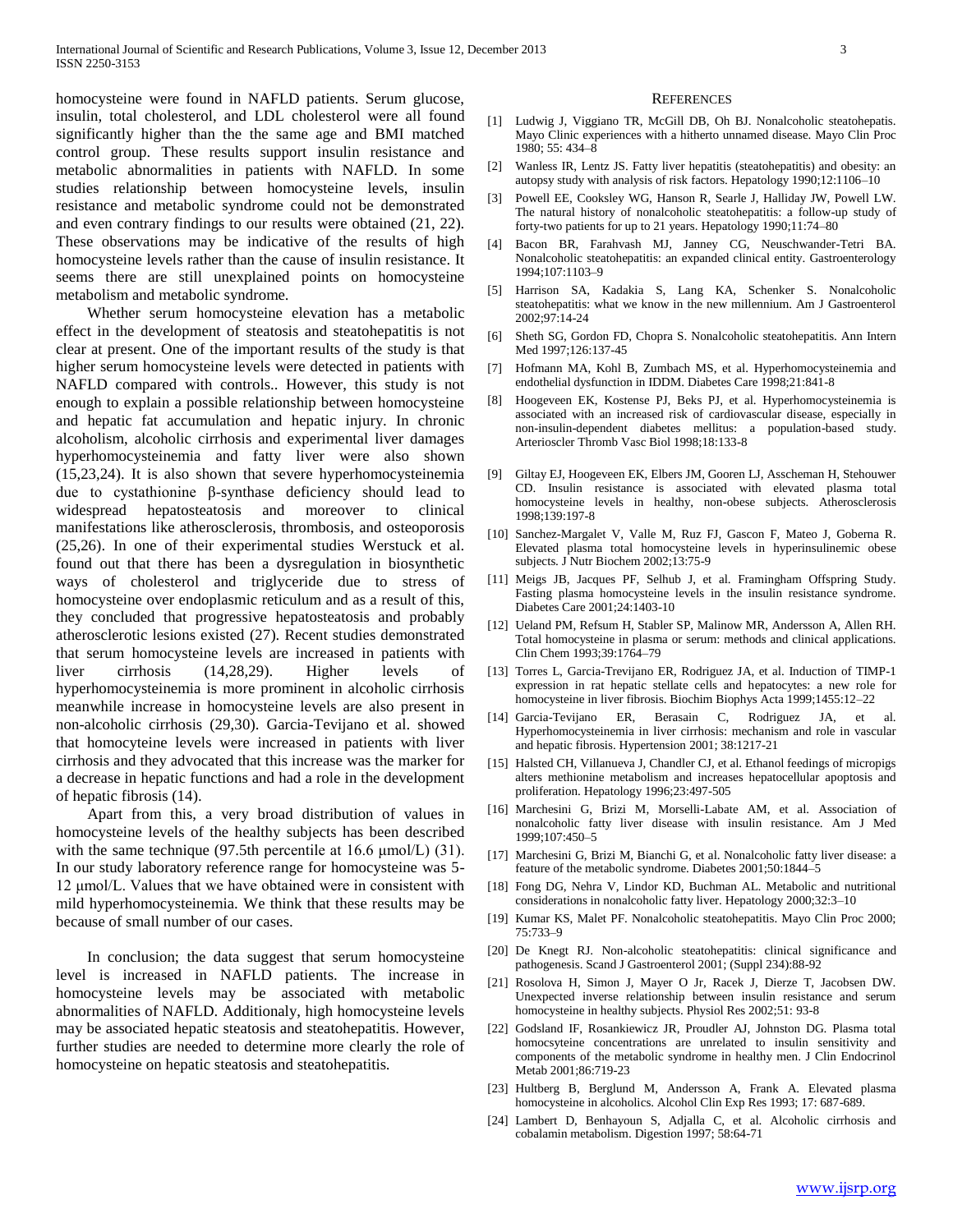homocysteine were found in NAFLD patients. Serum glucose, insulin, total cholesterol, and LDL cholesterol were all found significantly higher than the the same age and BMI matched control group. These results support insulin resistance and metabolic abnormalities in patients with NAFLD. In some studies relationship between homocysteine levels, insulin resistance and metabolic syndrome could not be demonstrated and even contrary findings to our results were obtained (21, 22). These observations may be indicative of the results of high homocysteine levels rather than the cause of insulin resistance. It seems there are still unexplained points on homocysteine metabolism and metabolic syndrome.

Whether serum homocysteine elevation has a metabolic effect in the development of steatosis and steatohepatitis is not clear at present. One of the important results of the study is that higher serum homocysteine levels were detected in patients with NAFLD compared with controls.. However, this study is not enough to explain a possible relationship between homocysteine and hepatic fat accumulation and hepatic injury. In chronic alcoholism, alcoholic cirrhosis and experimental liver damages hyperhomocysteinemia and fatty liver were also shown (15,23,24). It is also shown that severe hyperhomocysteinemia due to cystathionine β-synthase deficiency should lead to widespread hepatosteatosis and moreover to clinical manifestations like atherosclerosis, thrombosis, and osteoporosis (25,26). In one of their experimental studies Werstuck et al. found out that there has been a dysregulation in biosynthetic ways of cholesterol and triglyceride due to stress of homocysteine over endoplasmic reticulum and as a result of this, they concluded that progressive hepatosteatosis and probably atherosclerotic lesions existed (27). Recent studies demonstrated that serum homocysteine levels are increased in patients with liver cirrhosis (14,28,29). Higher levels of hyperhomocysteinemia is more prominent in alcoholic cirrhosis meanwhile increase in homocysteine levels are also present in non-alcoholic cirrhosis (29,30). Garcia-Tevijano et al. showed that homocyteine levels were increased in patients with liver cirrhosis and they advocated that this increase was the marker for a decrease in hepatic functions and had a role in the development of hepatic fibrosis (14).

Apart from this, a very broad distribution of values in homocysteine levels of the healthy subjects has been described with the same technique (97.5th percentile at 16.6 μmol/L) (31). In our study laboratory reference range for homocysteine was 5-12 μmol/L. Values that we have obtained were in consistent with mild hyperhomocysteinemia. We think that these results may be because of small number of our cases.

In conclusion; the data suggest that serum homocysteine level is increased in NAFLD patients. The increase in homocysteine levels may be associated with metabolic abnormalities of NAFLD. Additionaly, high homocysteine levels may be associated hepatic steatosis and steatohepatitis. However, further studies are needed to determine more clearly the role of homocysteine on hepatic steatosis and steatohepatitis.

## References

[1] Ludwig J, Viggiano TR, McGill DB, Oh BJ. Nonalcoholic steatohepatis. Mayo Clinic experiences with a hitherto unnamed disease. Mayo Clin Proc 1980; 55: 434–8

[2] Wanless IR, Lentz JS. Fatty liver hepatitis (steatohepatitis) and obesity: an autopsy study with analysis of risk factors. Hepatology 1990;12:1106–10

[3] Powell EE, Cooksley WG, Hanson R, Searle J, Halliday JW, Powell LW. The natural history of nonalcoholic steatohepatitis: a follow-up study of forty-two patients for up to 21 years. Hepatology 1990;11:74–80

[4] Bacon BR, Farahvash MJ, Janney CG, Neuschwander-Tetri BA. Nonalcoholic steatohepatitis: an expanded clinical entity. Gastroenterology 1994;107:1103–9

[5] Harrison SA, Kadakia S, Lang KA, Schenker S. Nonalcoholic steatohepatitis: what we know in the new millennium. Am J Gastroenterol 2002;97:14-24

[6] Sheth SG, Gordon FD, Chopra S. Nonalcoholic steatohepatitis. Ann Intern Med 1997;126:137-45

[7] Hofmann MA, Kohl B, Zumbach MS, et al. Hyperhomocysteinemia and endothelial dysfunction in IDDM. Diabetes Care 1998;21:841-8

[8] Hoogeveen EK, Kostense PJ, Beks PJ, et al. Hyperhomocysteinemia is associated with an increased risk of cardiovascular disease, especially in non-insulin-dependent diabetes mellitus: a population-based study. Arterioscler Thromb Vasc Biol 1998;18:133-8

[9] Giltay EJ, Hoogeveen EK, Elbers JM, Gooren LJ, Asscheman H, Stehouwer CD. Insulin resistance is associated with elevated plasma total homocysteine levels in healthy, non-obese subjects. Atherosclerosis 1998;139:197-8

[10] Sanchez-Margalet V, Valle M, Ruz FJ, Gascon F, Mateo J, Goberna R. Elevated plasma total homocysteine levels in hyperinsulinemic obese subjects. J Nutr Biochem 2002;13:75-9

[11] Meigs JB, Jacques PF, Selhub J, et al. Framingham Offspring Study. Fasting plasma homocysteine levels in the insulin resistance syndrome. Diabetes Care 2001;24:1403-10

[12] Ueland PM, Refsum H, Stabler SP, Malinow MR, Andersson A, Allen RH. Total homocysteine in plasma or serum: methods and clinical applications. Clin Chem 1993;39:1764–79

[13] Torres L, Garcia-Trevijano ER, Rodriguez JA, et al. Induction of TIMP-1 expression in rat hepatic stellate cells and hepatocytes: a new role for homocysteine in liver fibrosis. Biochim Biophys Acta 1999;1455:12–22

[14] Garcia-Tevijano ER, Berasain C, Rodriguez JA, et al. Hyperhomocysteinemia in liver cirrhosis: mechanism and role in vascular and hepatic fibrosis. Hypertension 2001; 38:1217-21

[15] Halsted CH, Villanueva J, Chandler CJ, et al. Ethanol feedings of micropigs alters methionine metabolism and increases hepatocellular apoptosis and proliferation. Hepatology 1996;23:497-505

[16] Marchesini G, Brizi M, Morselli-Labate AM, et al. Association of nonalcoholic fatty liver disease with insulin resistance. Am J Med 1999;107:450–5

[17] Marchesini G, Brizi M, Bianchi G, et al. Nonalcoholic fatty liver disease: a feature of the metabolic syndrome. Diabetes 2001;50:1844–5

[18] Fong DG, Nehra V, Lindor KD, Buchman AL. Metabolic and nutritional considerations in nonalcoholic fatty liver. Hepatology 2000;32:3–10

[19] Kumar KS, Malet PF. Nonalcoholic steatohepatitis. Mayo Clin Proc 2000; 75:733–9

[20] De Knegt RJ. Non-alcoholic steatohepatitis: clinical significance and pathogenesis. Scand J Gastroenterol 2001; (Suppl 234):88-92

[21] Rosolova H, Simon J, Mayer O Jr, Racek J, Dierze T, Jacobsen DW. Unexpected inverse relationship between insulin resistance and serum homocysteine in healthy subjects. Physiol Res 2002;51: 93-8

[22] Godsland IF, Rosankiewicz JR, Proudler AJ, Johnston DG. Plasma total homocsyteine concentrations are unrelated to insulin sensitivity and components of the metabolic syndrome in healthy men. J Clin Endocrinol Metab 2001;86:719-23

[23] Hultberg B, Berglund M, Andersson A, Frank A. Elevated plasma homocysteine in alcoholics. Alcohol Clin Exp Res 1993; 17: 687-689.

[24] Lambert D, Benhayoun S, Adjalla C, et al. Alcoholic cirrhosis and cobalamin metabolism. Digestion 1997; 58:64-71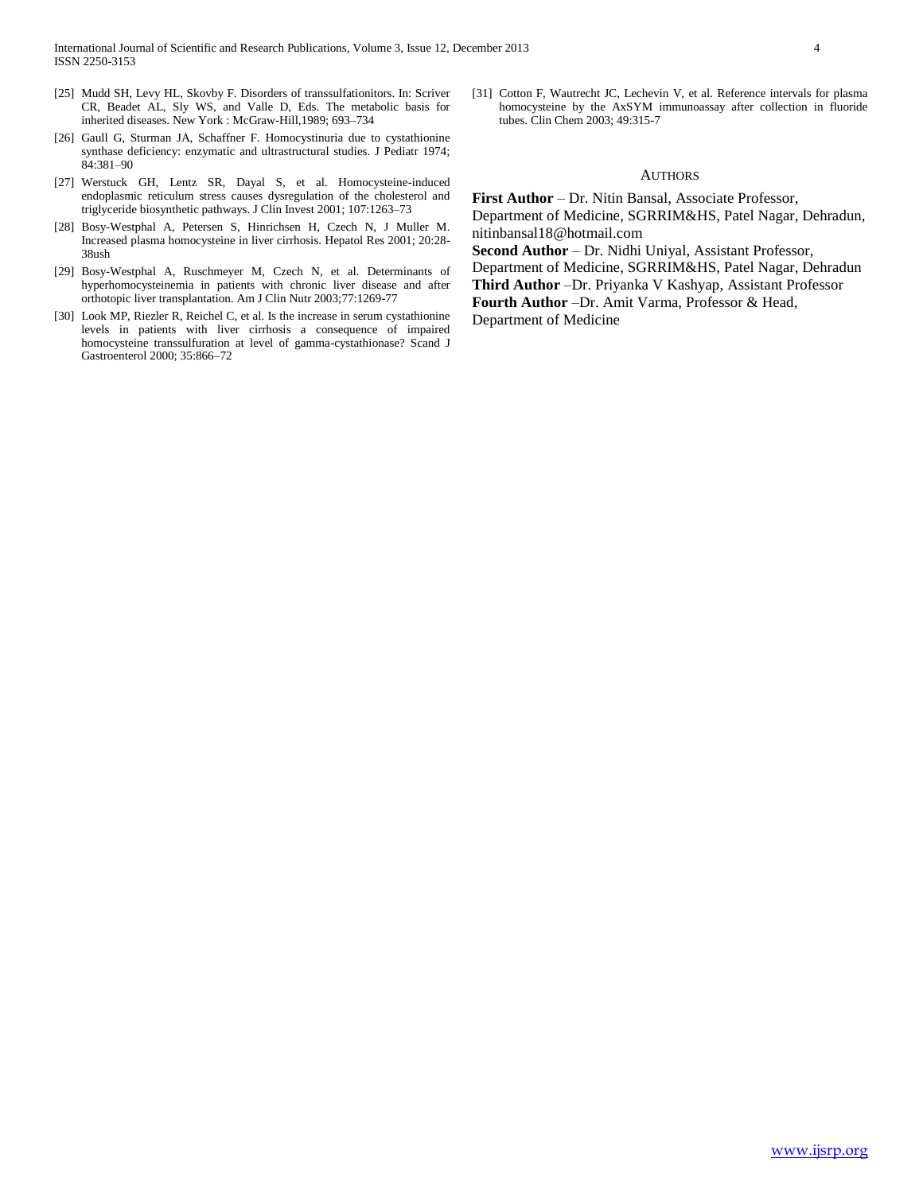[25] Mudd SH, Levy HL, Skovby F. Disorders of transsulfationitors. In: Scriver CR, Beadet AL, Sly WS, and Valle D, Eds. The metabolic basis for inherited diseases. New York : McGraw-Hill,1989; 693–734

[26] Gaull G, Sturman JA, Schaffner F. Homocystinuria due to cystathionine synthase deficiency: enzymatic and ultrastructural studies. J Pediatr 1974; 84:381–90

[27] Werstuck GH, Lentz SR, Dayal S, et al. Homocysteine-induced endoplasmic reticulum stress causes dysregulation of the cholesterol and triglyceride biosynthetic pathways. J Clin Invest 2001; 107:1263–73

[28] Bosy-Westphal A, Petersen S, Hinrichsen H, Czech N, J Muller M. Increased plasma homocysteine in liver cirrhosis. Hepatol Res 2001; 20:28-38ush

[29] Bosy-Westphal A, Ruschmeyer M, Czech N, et al. Determinants of hyperhomocysteinemia in patients with chronic liver disease and after orthotopic liver transplantation. Am J Clin Nutr 2003;77:1269-77

[30] Look MP, Riezler R, Reichel C, et al. Is the increase in serum cystathionine levels in patients with liver cirrhosis a consequence of impaired homocysteine transsulfuration at level of gamma-cystathionase? Scand J Gastroenterol 2000; 35:866–72

[31] Cotton F, Wautrecht JC, Lechevin V, et al. Reference intervals for plasma homocysteine by the AxSYM immunoassay after collection in fluoride tubes. Clin Chem 2003; 49:315-7

## Authors

**First Author** – Dr. Nitin Bansal, Associate Professor, Department of Medicine, SGRRIM&HS, Patel Nagar, Dehradun, nitinbansal18@hotmail.com

**Second Author** – Dr. Nidhi Uniyal, Assistant Professor, Department of Medicine, SGRRIM&HS, Patel Nagar, Dehradun

**Third Author** –Dr. Priyanka V Kashyap, Assistant Professor

**Fourth Author** –Dr. Amit Varma, Professor & Head, Department of Medicine